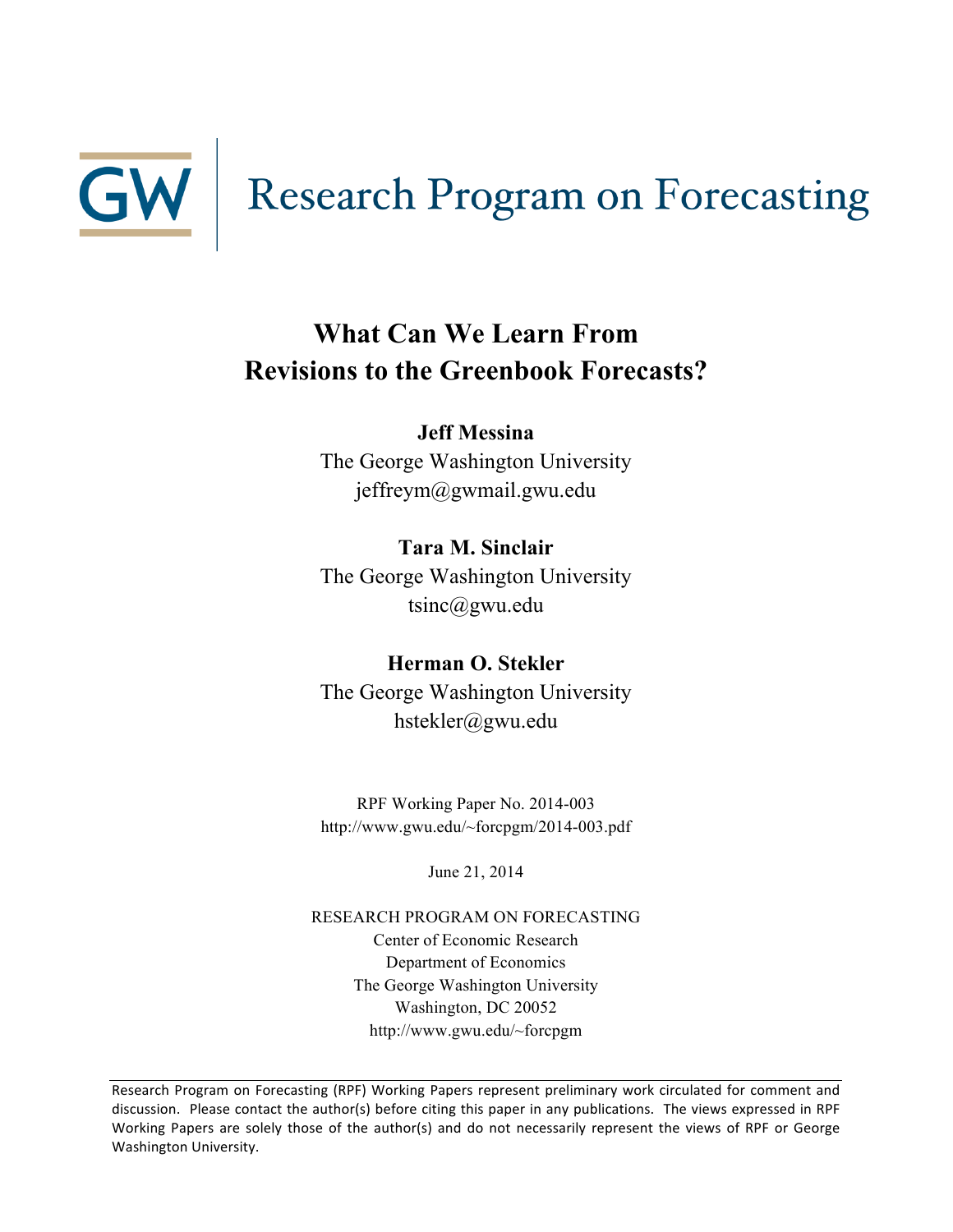GW Research Program on Forecasting

# What Can We Learn From Revisions to the Greenbook Forecasts?

**Jeff Messina**
The George Washington University
jeffreym@gwmail.gwu.edu

**Tara M. Sinclair**
The George Washington University
tsinc@gwu.edu

**Herman O. Stekler**
The George Washington University
hstekler@gwu.edu

RPF Working Paper No. 2014-003
http://www.gwu.edu/~forcpgm/2014-003.pdf

June 21, 2014

RESEARCH PROGRAM ON FORECASTING
Center of Economic Research
Department of Economics
The George Washington University
Washington, DC 20052
http://www.gwu.edu/~forcpgm

---

Research Program on Forecasting (RPF) Working Papers represent preliminary work circulated for comment and discussion. Please contact the author(s) before citing this paper in any publications. The views expressed in RPF Working Papers are solely those of the author(s) and do not necessarily represent the views of RPF or George Washington University.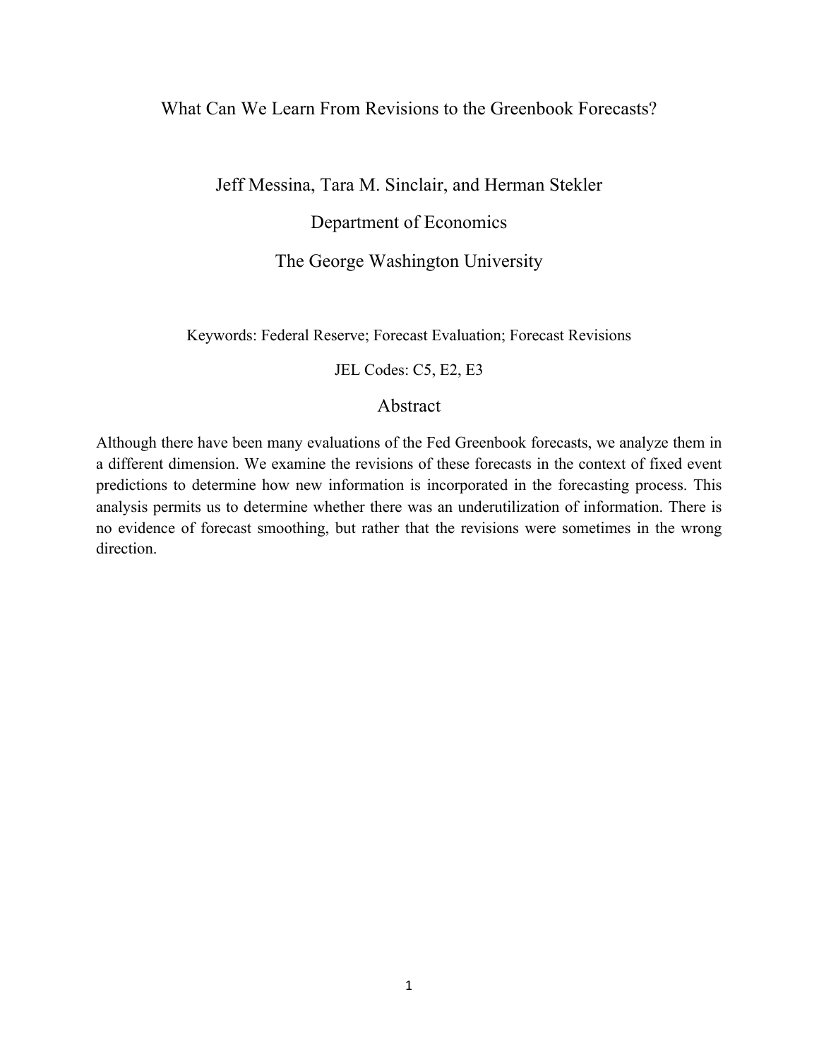# What Can We Learn From Revisions to the Greenbook Forecasts?

Jeff Messina, Tara M. Sinclair, and Herman Stekler

Department of Economics

The George Washington University

Keywords: Federal Reserve; Forecast Evaluation; Forecast Revisions

JEL Codes: C5, E2, E3

## Abstract

Although there have been many evaluations of the Fed Greenbook forecasts, we analyze them in a different dimension. We examine the revisions of these forecasts in the context of fixed event predictions to determine how new information is incorporated in the forecasting process. This analysis permits us to determine whether there was an underutilization of information. There is no evidence of forecast smoothing, but rather that the revisions were sometimes in the wrong direction.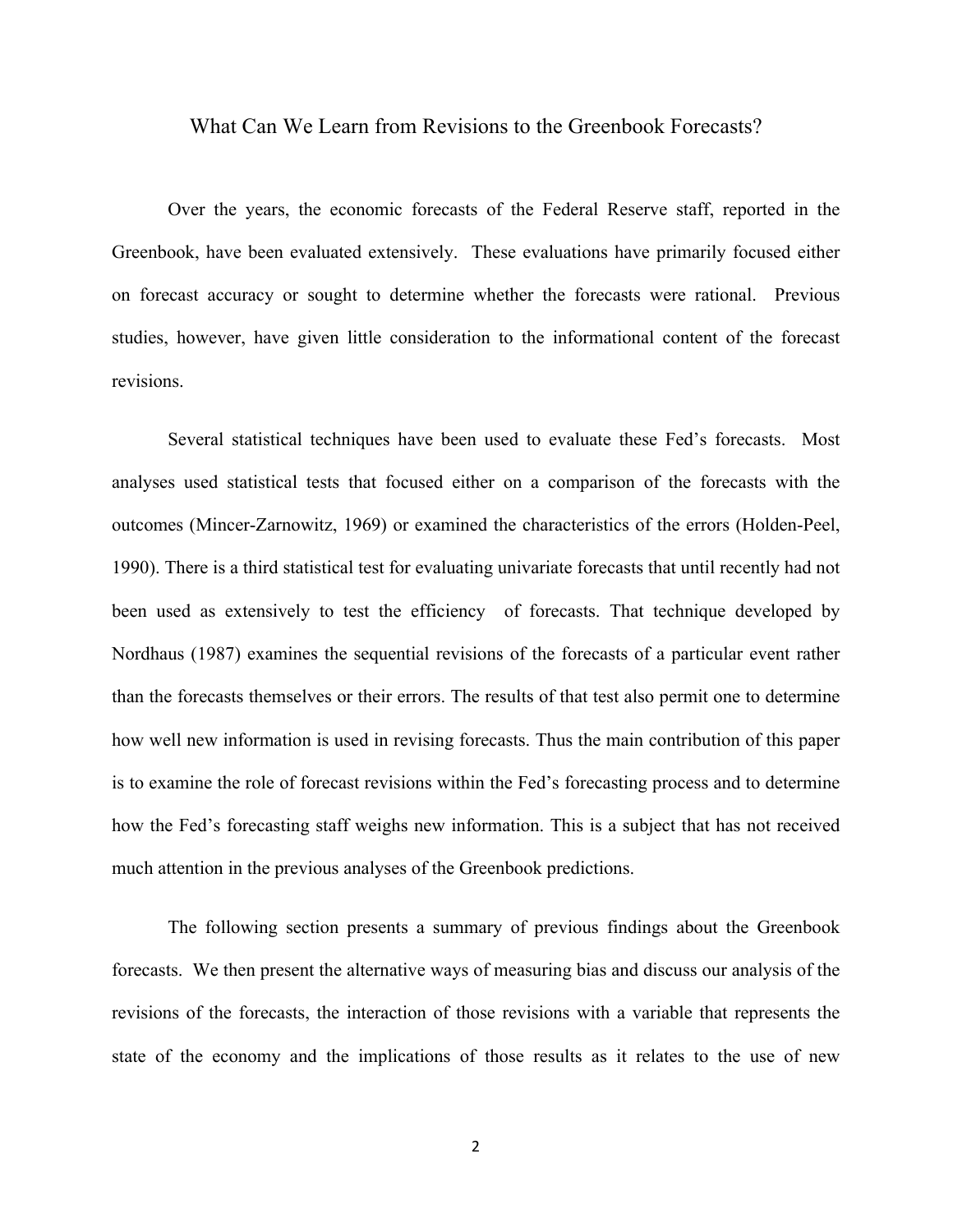# What Can We Learn from Revisions to the Greenbook Forecasts?

Over the years, the economic forecasts of the Federal Reserve staff, reported in the Greenbook, have been evaluated extensively. These evaluations have primarily focused either on forecast accuracy or sought to determine whether the forecasts were rational. Previous studies, however, have given little consideration to the informational content of the forecast revisions.

Several statistical techniques have been used to evaluate these Fed's forecasts. Most analyses used statistical tests that focused either on a comparison of the forecasts with the outcomes (Mincer-Zarnowitz, 1969) or examined the characteristics of the errors (Holden-Peel, 1990). There is a third statistical test for evaluating univariate forecasts that until recently had not been used as extensively to test the efficiency of forecasts. That technique developed by Nordhaus (1987) examines the sequential revisions of the forecasts of a particular event rather than the forecasts themselves or their errors. The results of that test also permit one to determine how well new information is used in revising forecasts. Thus the main contribution of this paper is to examine the role of forecast revisions within the Fed's forecasting process and to determine how the Fed's forecasting staff weighs new information. This is a subject that has not received much attention in the previous analyses of the Greenbook predictions.

The following section presents a summary of previous findings about the Greenbook forecasts. We then present the alternative ways of measuring bias and discuss our analysis of the revisions of the forecasts, the interaction of those revisions with a variable that represents the state of the economy and the implications of those results as it relates to the use of new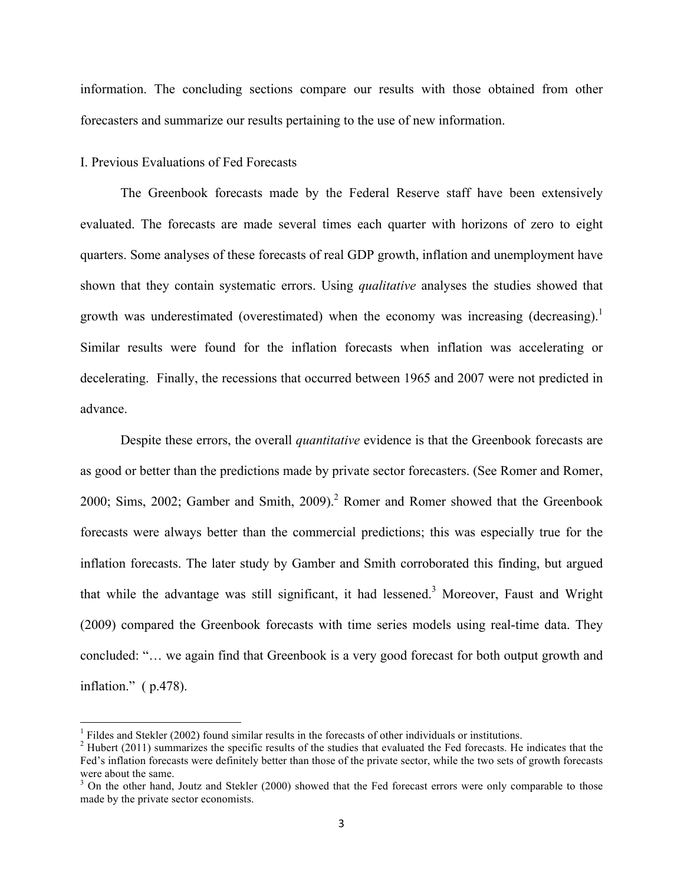information. The concluding sections compare our results with those obtained from other forecasters and summarize our results pertaining to the use of new information.

## I. Previous Evaluations of Fed Forecasts

The Greenbook forecasts made by the Federal Reserve staff have been extensively evaluated. The forecasts are made several times each quarter with horizons of zero to eight quarters. Some analyses of these forecasts of real GDP growth, inflation and unemployment have shown that they contain systematic errors. Using *qualitative* analyses the studies showed that growth was underestimated (overestimated) when the economy was increasing (decreasing).[1] Similar results were found for the inflation forecasts when inflation was accelerating or decelerating. Finally, the recessions that occurred between 1965 and 2007 were not predicted in advance.

Despite these errors, the overall *quantitative* evidence is that the Greenbook forecasts are as good or better than the predictions made by private sector forecasters. (See Romer and Romer, 2000; Sims, 2002; Gamber and Smith, 2009).[2] Romer and Romer showed that the Greenbook forecasts were always better than the commercial predictions; this was especially true for the inflation forecasts. The later study by Gamber and Smith corroborated this finding, but argued that while the advantage was still significant, it had lessened.[3] Moreover, Faust and Wright (2009) compared the Greenbook forecasts with time series models using real-time data. They concluded: "… we again find that Greenbook is a very good forecast for both output growth and inflation." ( p.478).

---

[1] Fildes and Stekler (2002) found similar results in the forecasts of other individuals or institutions.

[2] Hubert (2011) summarizes the specific results of the studies that evaluated the Fed forecasts. He indicates that the Fed's inflation forecasts were definitely better than those of the private sector, while the two sets of growth forecasts were about the same.

[3] On the other hand, Joutz and Stekler (2000) showed that the Fed forecast errors were only comparable to those made by the private sector economists.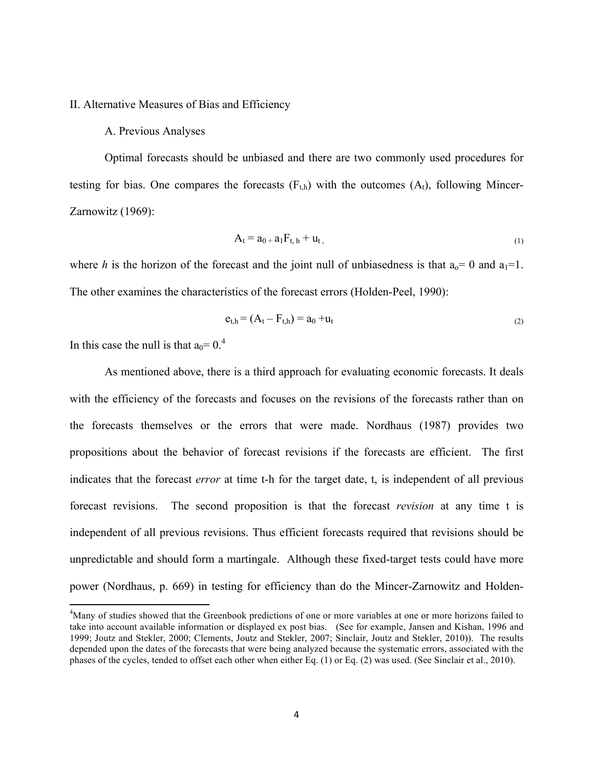## II. Alternative Measures of Bias and Efficiency

### A. Previous Analyses

Optimal forecasts should be unbiased and there are two commonly used procedures for testing for bias. One compares the forecasts ($F_{t,h}$) with the outcomes ($A_t$), following Mincer-Zarnowitz (1969):

$$A_t = a_0 + a_1 F_{t,h} + u_t, \tag{1}$$

where *h* is the horizon of the forecast and the joint null of unbiasedness is that $a_o = 0$ and $a_1 = 1$. The other examines the characteristics of the forecast errors (Holden-Peel, 1990):

$$e_{t,h} = (A_t - F_{t,h}) = a_0 + u_t \tag{2}$$

In this case the null is that $a_0 = 0$.[4]

As mentioned above, there is a third approach for evaluating economic forecasts. It deals with the efficiency of the forecasts and focuses on the revisions of the forecasts rather than on the forecasts themselves or the errors that were made. Nordhaus (1987) provides two propositions about the behavior of forecast revisions if the forecasts are efficient. The first indicates that the forecast *error* at time t-h for the target date, t, is independent of all previous forecast revisions. The second proposition is that the forecast *revision* at any time t is independent of all previous revisions. Thus efficient forecasts required that revisions should be unpredictable and should form a martingale. Although these fixed-target tests could have more power (Nordhaus, p. 669) in testing for efficiency than do the Mincer-Zarnowitz and Holden-

---

[4]Many of studies showed that the Greenbook predictions of one or more variables at one or more horizons failed to take into account available information or displayed ex post bias. (See for example, Jansen and Kishan, 1996 and 1999; Joutz and Stekler, 2000; Clements, Joutz and Stekler, 2007; Sinclair, Joutz and Stekler, 2010)). The results depended upon the dates of the forecasts that were being analyzed because the systematic errors, associated with the phases of the cycles, tended to offset each other when either Eq. (1) or Eq. (2) was used. (See Sinclair et al., 2010).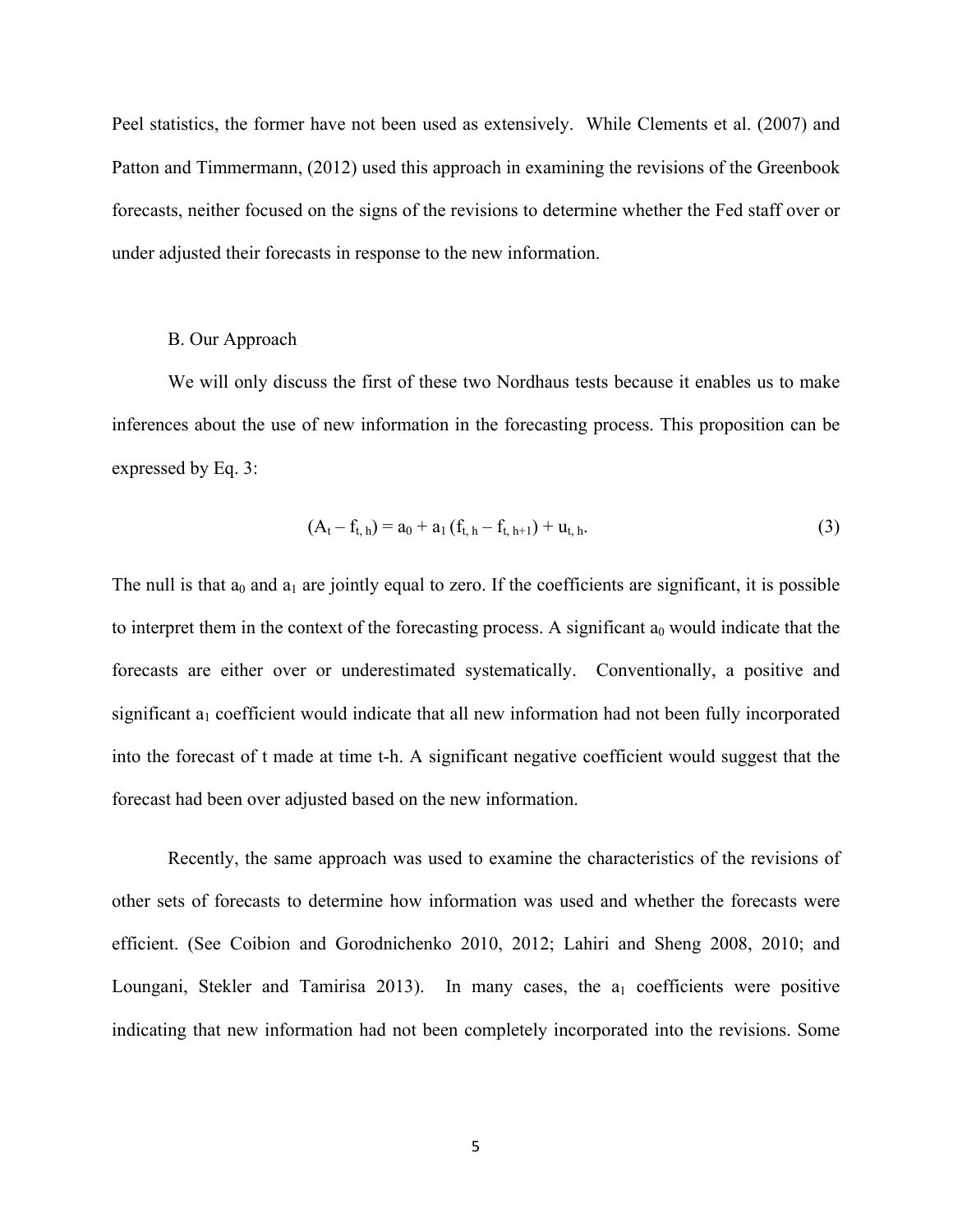Peel statistics, the former have not been used as extensively. While Clements et al. (2007) and Patton and Timmermann, (2012) used this approach in examining the revisions of the Greenbook forecasts, neither focused on the signs of the revisions to determine whether the Fed staff over or under adjusted their forecasts in response to the new information.

B. Our Approach

We will only discuss the first of these two Nordhaus tests because it enables us to make inferences about the use of new information in the forecasting process. This proposition can be expressed by Eq. 3:

$$(A_t - f_{t,h}) = a_0 + a_1 (f_{t,h} - f_{t,h+1}) + u_{t,h}. \tag{3}$$

The null is that $a_0$ and $a_1$ are jointly equal to zero. If the coefficients are significant, it is possible to interpret them in the context of the forecasting process. A significant $a_0$ would indicate that the forecasts are either over or underestimated systematically. Conventionally, a positive and significant $a_1$ coefficient would indicate that all new information had not been fully incorporated into the forecast of t made at time t-h. A significant negative coefficient would suggest that the forecast had been over adjusted based on the new information.

Recently, the same approach was used to examine the characteristics of the revisions of other sets of forecasts to determine how information was used and whether the forecasts were efficient. (See Coibion and Gorodnichenko 2010, 2012; Lahiri and Sheng 2008, 2010; and Loungani, Stekler and Tamirisa 2013). In many cases, the $a_1$ coefficients were positive indicating that new information had not been completely incorporated into the revisions. Some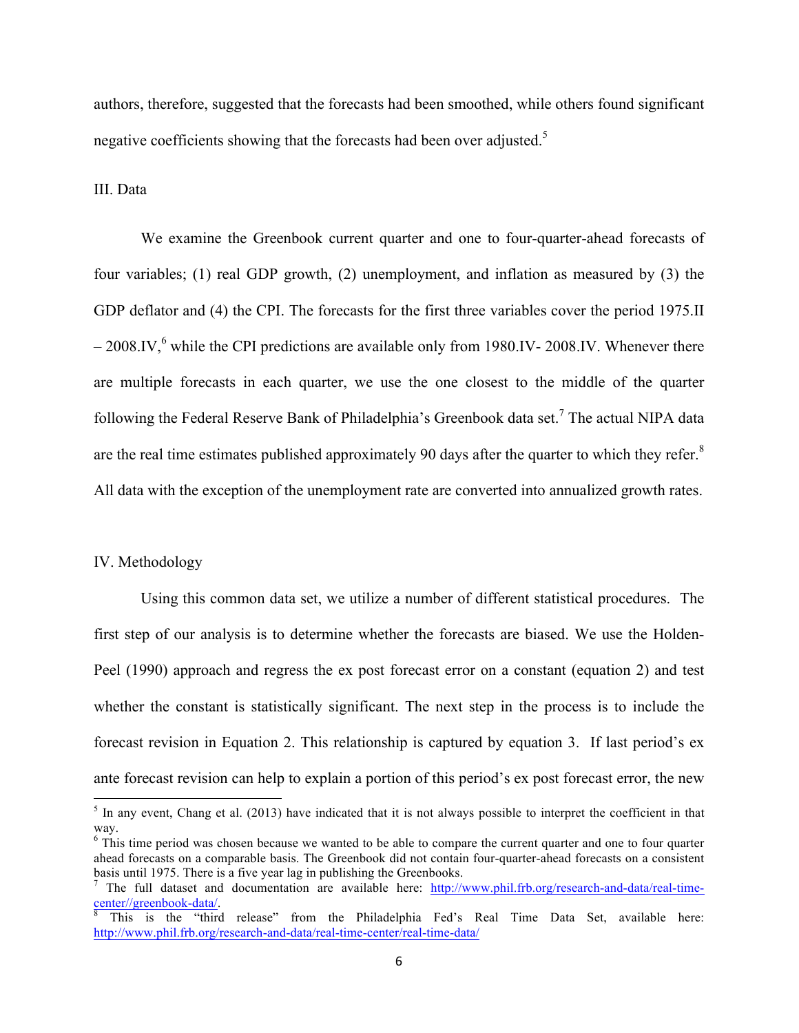authors, therefore, suggested that the forecasts had been smoothed, while others found significant negative coefficients showing that the forecasts had been over adjusted.[5]

## III. Data

We examine the Greenbook current quarter and one to four-quarter-ahead forecasts of four variables; (1) real GDP growth, (2) unemployment, and inflation as measured by (3) the GDP deflator and (4) the CPI. The forecasts for the first three variables cover the period 1975.II – 2008.IV,[6] while the CPI predictions are available only from 1980.IV- 2008.IV. Whenever there are multiple forecasts in each quarter, we use the one closest to the middle of the quarter following the Federal Reserve Bank of Philadelphia's Greenbook data set.[7] The actual NIPA data are the real time estimates published approximately 90 days after the quarter to which they refer.[8] All data with the exception of the unemployment rate are converted into annualized growth rates.

## IV. Methodology

Using this common data set, we utilize a number of different statistical procedures. The first step of our analysis is to determine whether the forecasts are biased. We use the Holden-Peel (1990) approach and regress the ex post forecast error on a constant (equation 2) and test whether the constant is statistically significant. The next step in the process is to include the forecast revision in Equation 2. This relationship is captured by equation 3. If last period's ex ante forecast revision can help to explain a portion of this period's ex post forecast error, the new

---

[5] In any event, Chang et al. (2013) have indicated that it is not always possible to interpret the coefficient in that way.

[6] This time period was chosen because we wanted to be able to compare the current quarter and one to four quarter ahead forecasts on a comparable basis. The Greenbook did not contain four-quarter-ahead forecasts on a consistent basis until 1975. There is a five year lag in publishing the Greenbooks.

[7] The full dataset and documentation are available here: http://www.phil.frb.org/research-and-data/real-time-center//greenbook-data/.

[8] This is the "third release" from the Philadelphia Fed's Real Time Data Set, available here: http://www.phil.frb.org/research-and-data/real-time-center/real-time-data/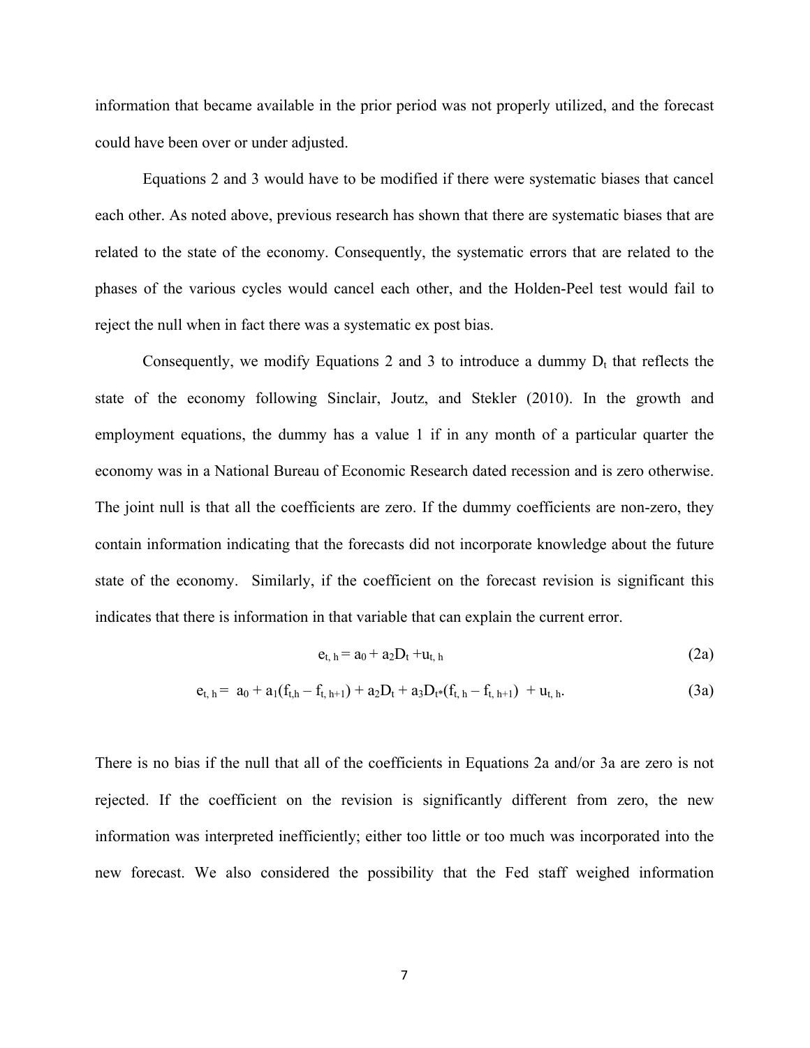information that became available in the prior period was not properly utilized, and the forecast could have been over or under adjusted.

Equations 2 and 3 would have to be modified if there were systematic biases that cancel each other. As noted above, previous research has shown that there are systematic biases that are related to the state of the economy. Consequently, the systematic errors that are related to the phases of the various cycles would cancel each other, and the Holden-Peel test would fail to reject the null when in fact there was a systematic ex post bias.

Consequently, we modify Equations 2 and 3 to introduce a dummy $D_t$ that reflects the state of the economy following Sinclair, Joutz, and Stekler (2010). In the growth and employment equations, the dummy has a value 1 if in any month of a particular quarter the economy was in a National Bureau of Economic Research dated recession and is zero otherwise. The joint null is that all the coefficients are zero. If the dummy coefficients are non-zero, they contain information indicating that the forecasts did not incorporate knowledge about the future state of the economy. Similarly, if the coefficient on the forecast revision is significant this indicates that there is information in that variable that can explain the current error.

$$e_{t,h} = a_0 + a_2 D_t + u_{t,h} \tag{2a}$$

$$e_{t,h} = a_0 + a_1(f_{t,h} - f_{t,h+1}) + a_2 D_t + a_3 D_t * (f_{t,h} - f_{t,h+1}) + u_{t,h}. \tag{3a}$$

There is no bias if the null that all of the coefficients in Equations 2a and/or 3a are zero is not rejected. If the coefficient on the revision is significantly different from zero, the new information was interpreted inefficiently; either too little or too much was incorporated into the new forecast. We also considered the possibility that the Fed staff weighed information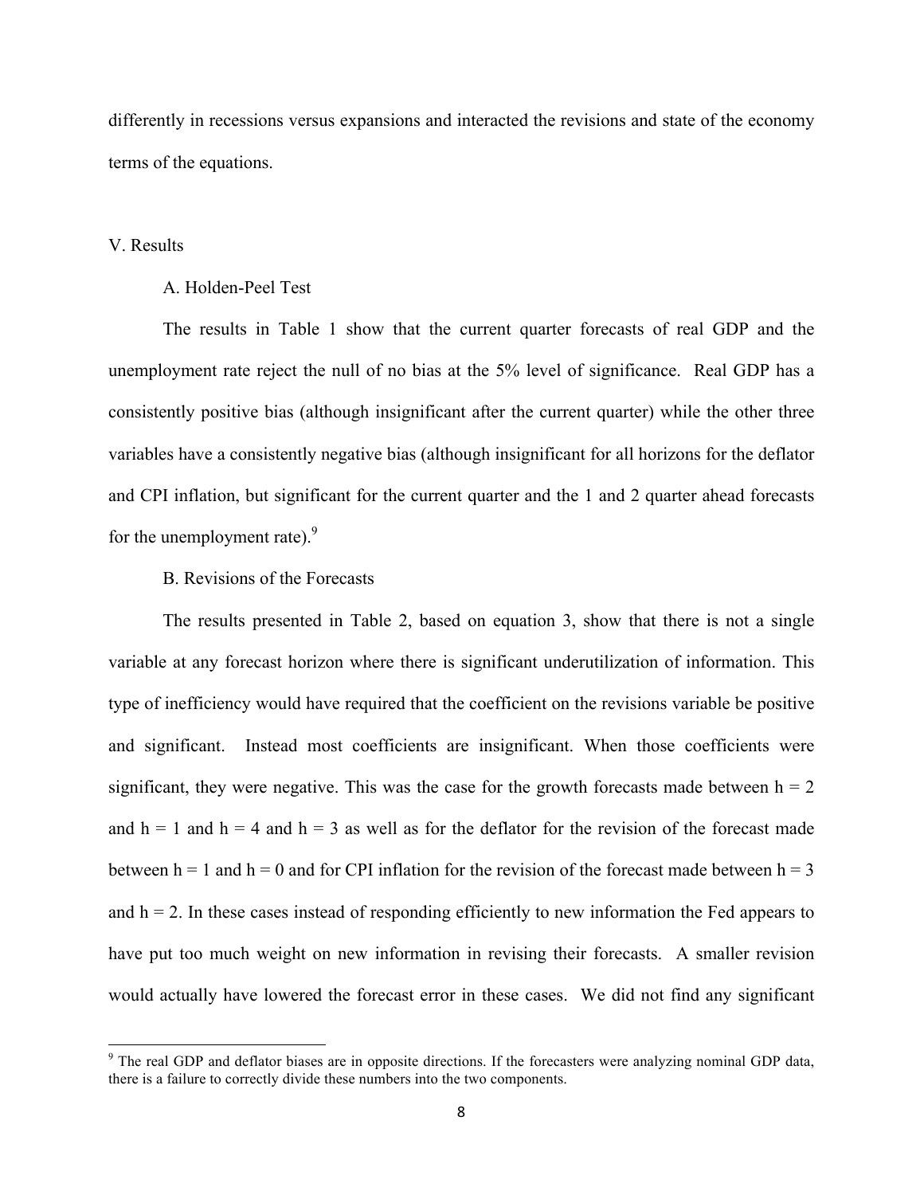differently in recessions versus expansions and interacted the revisions and state of the economy terms of the equations.

## V. Results

### A. Holden-Peel Test

The results in Table 1 show that the current quarter forecasts of real GDP and the unemployment rate reject the null of no bias at the 5% level of significance. Real GDP has a consistently positive bias (although insignificant after the current quarter) while the other three variables have a consistently negative bias (although insignificant for all horizons for the deflator and CPI inflation, but significant for the current quarter and the 1 and 2 quarter ahead forecasts for the unemployment rate).[9]

### B. Revisions of the Forecasts

The results presented in Table 2, based on equation 3, show that there is not a single variable at any forecast horizon where there is significant underutilization of information. This type of inefficiency would have required that the coefficient on the revisions variable be positive and significant. Instead most coefficients are insignificant. When those coefficients were significant, they were negative. This was the case for the growth forecasts made between $h = 2$ and $h = 1$ and $h = 4$ and $h = 3$ as well as for the deflator for the revision of the forecast made between $h = 1$ and $h = 0$ and for CPI inflation for the revision of the forecast made between $h = 3$ and $h = 2$. In these cases instead of responding efficiently to new information the Fed appears to have put too much weight on new information in revising their forecasts. A smaller revision would actually have lowered the forecast error in these cases. We did not find any significant

[9] The real GDP and deflator biases are in opposite directions. If the forecasters were analyzing nominal GDP data, there is a failure to correctly divide these numbers into the two components.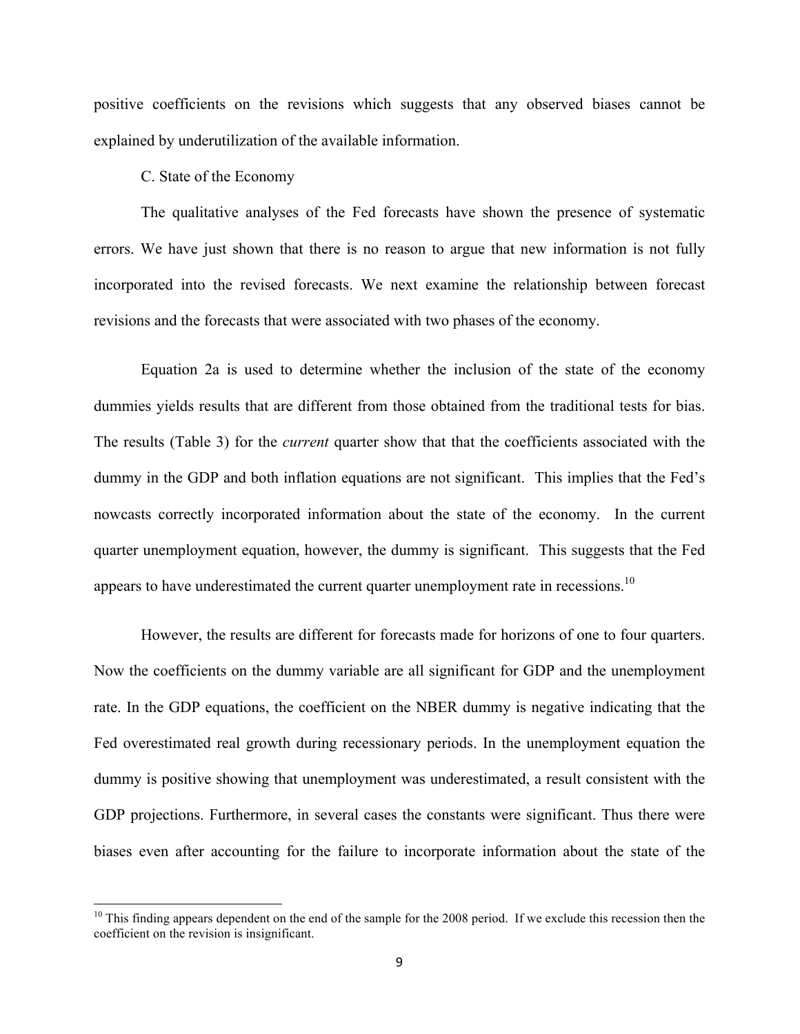positive coefficients on the revisions which suggests that any observed biases cannot be explained by underutilization of the available information.

### C. State of the Economy

The qualitative analyses of the Fed forecasts have shown the presence of systematic errors. We have just shown that there is no reason to argue that new information is not fully incorporated into the revised forecasts. We next examine the relationship between forecast revisions and the forecasts that were associated with two phases of the economy.

Equation 2a is used to determine whether the inclusion of the state of the economy dummies yields results that are different from those obtained from the traditional tests for bias. The results (Table 3) for the *current* quarter show that that the coefficients associated with the dummy in the GDP and both inflation equations are not significant. This implies that the Fed's nowcasts correctly incorporated information about the state of the economy. In the current quarter unemployment equation, however, the dummy is significant. This suggests that the Fed appears to have underestimated the current quarter unemployment rate in recessions.[10]

However, the results are different for forecasts made for horizons of one to four quarters. Now the coefficients on the dummy variable are all significant for GDP and the unemployment rate. In the GDP equations, the coefficient on the NBER dummy is negative indicating that the Fed overestimated real growth during recessionary periods. In the unemployment equation the dummy is positive showing that unemployment was underestimated, a result consistent with the GDP projections. Furthermore, in several cases the constants were significant. Thus there were biases even after accounting for the failure to incorporate information about the state of the

---

[10] This finding appears dependent on the end of the sample for the 2008 period. If we exclude this recession then the coefficient on the revision is insignificant.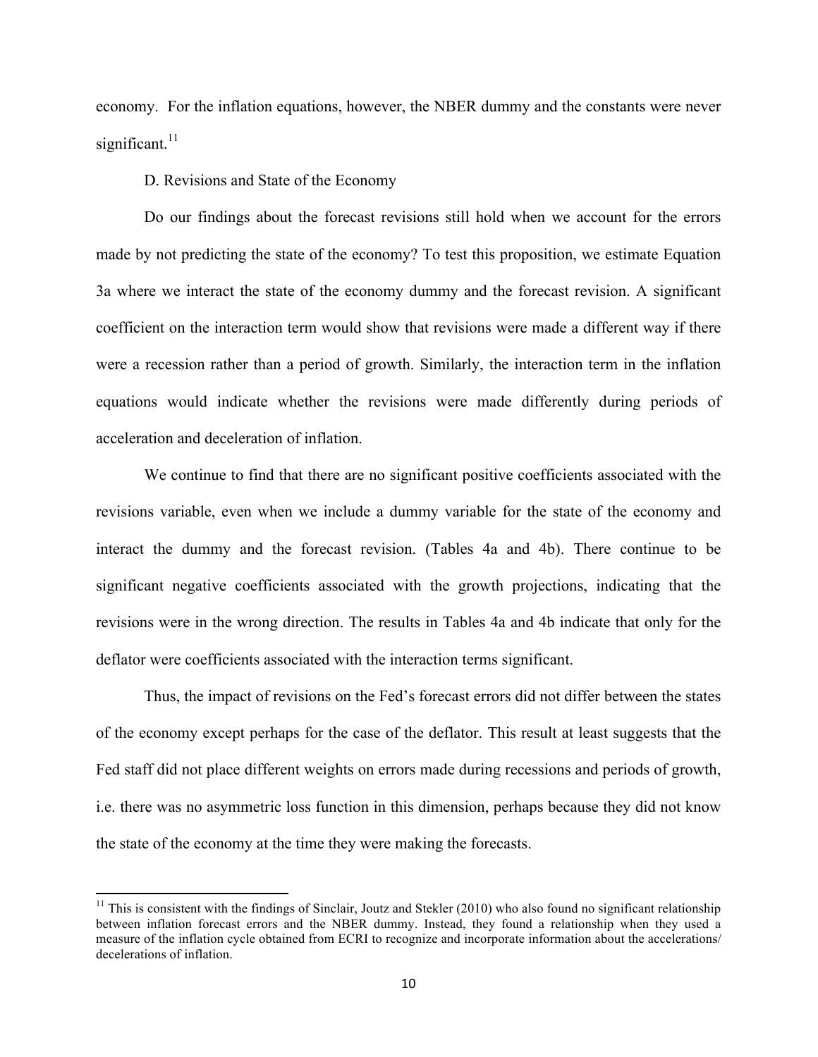economy. For the inflation equations, however, the NBER dummy and the constants were never significant.[11]

### D. Revisions and State of the Economy

Do our findings about the forecast revisions still hold when we account for the errors made by not predicting the state of the economy? To test this proposition, we estimate Equation 3a where we interact the state of the economy dummy and the forecast revision. A significant coefficient on the interaction term would show that revisions were made a different way if there were a recession rather than a period of growth. Similarly, the interaction term in the inflation equations would indicate whether the revisions were made differently during periods of acceleration and deceleration of inflation.

We continue to find that there are no significant positive coefficients associated with the revisions variable, even when we include a dummy variable for the state of the economy and interact the dummy and the forecast revision. (Tables 4a and 4b). There continue to be significant negative coefficients associated with the growth projections, indicating that the revisions were in the wrong direction. The results in Tables 4a and 4b indicate that only for the deflator were coefficients associated with the interaction terms significant.

Thus, the impact of revisions on the Fed's forecast errors did not differ between the states of the economy except perhaps for the case of the deflator. This result at least suggests that the Fed staff did not place different weights on errors made during recessions and periods of growth, i.e. there was no asymmetric loss function in this dimension, perhaps because they did not know the state of the economy at the time they were making the forecasts.

---

[11] This is consistent with the findings of Sinclair, Joutz and Stekler (2010) who also found no significant relationship between inflation forecast errors and the NBER dummy. Instead, they found a relationship when they used a measure of the inflation cycle obtained from ECRI to recognize and incorporate information about the accelerations/decelerations of inflation.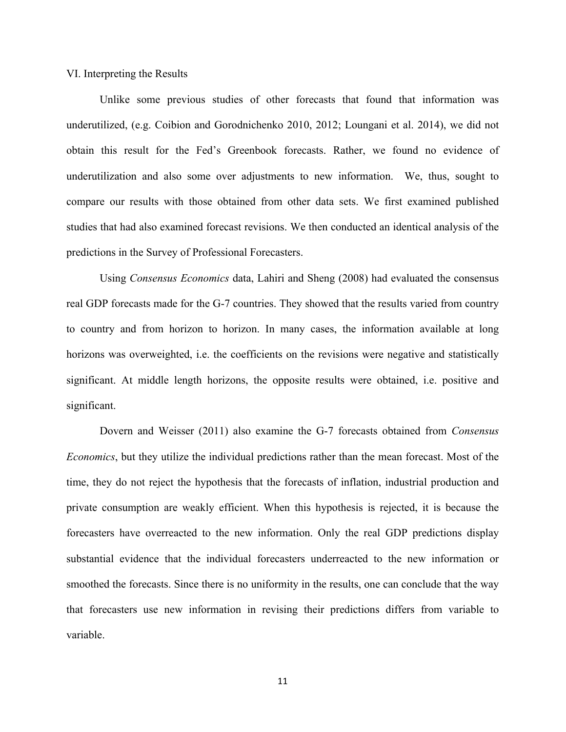## VI. Interpreting the Results

Unlike some previous studies of other forecasts that found that information was underutilized, (e.g. Coibion and Gorodnichenko 2010, 2012; Loungani et al. 2014), we did not obtain this result for the Fed's Greenbook forecasts. Rather, we found no evidence of underutilization and also some over adjustments to new information. We, thus, sought to compare our results with those obtained from other data sets. We first examined published studies that had also examined forecast revisions. We then conducted an identical analysis of the predictions in the Survey of Professional Forecasters.

Using *Consensus Economics* data, Lahiri and Sheng (2008) had evaluated the consensus real GDP forecasts made for the G-7 countries. They showed that the results varied from country to country and from horizon to horizon. In many cases, the information available at long horizons was overweighted, i.e. the coefficients on the revisions were negative and statistically significant. At middle length horizons, the opposite results were obtained, i.e. positive and significant.

Dovern and Weisser (2011) also examine the G-7 forecasts obtained from *Consensus Economics*, but they utilize the individual predictions rather than the mean forecast. Most of the time, they do not reject the hypothesis that the forecasts of inflation, industrial production and private consumption are weakly efficient. When this hypothesis is rejected, it is because the forecasters have overreacted to the new information. Only the real GDP predictions display substantial evidence that the individual forecasters underreacted to the new information or smoothed the forecasts. Since there is no uniformity in the results, one can conclude that the way that forecasters use new information in revising their predictions differs from variable to variable.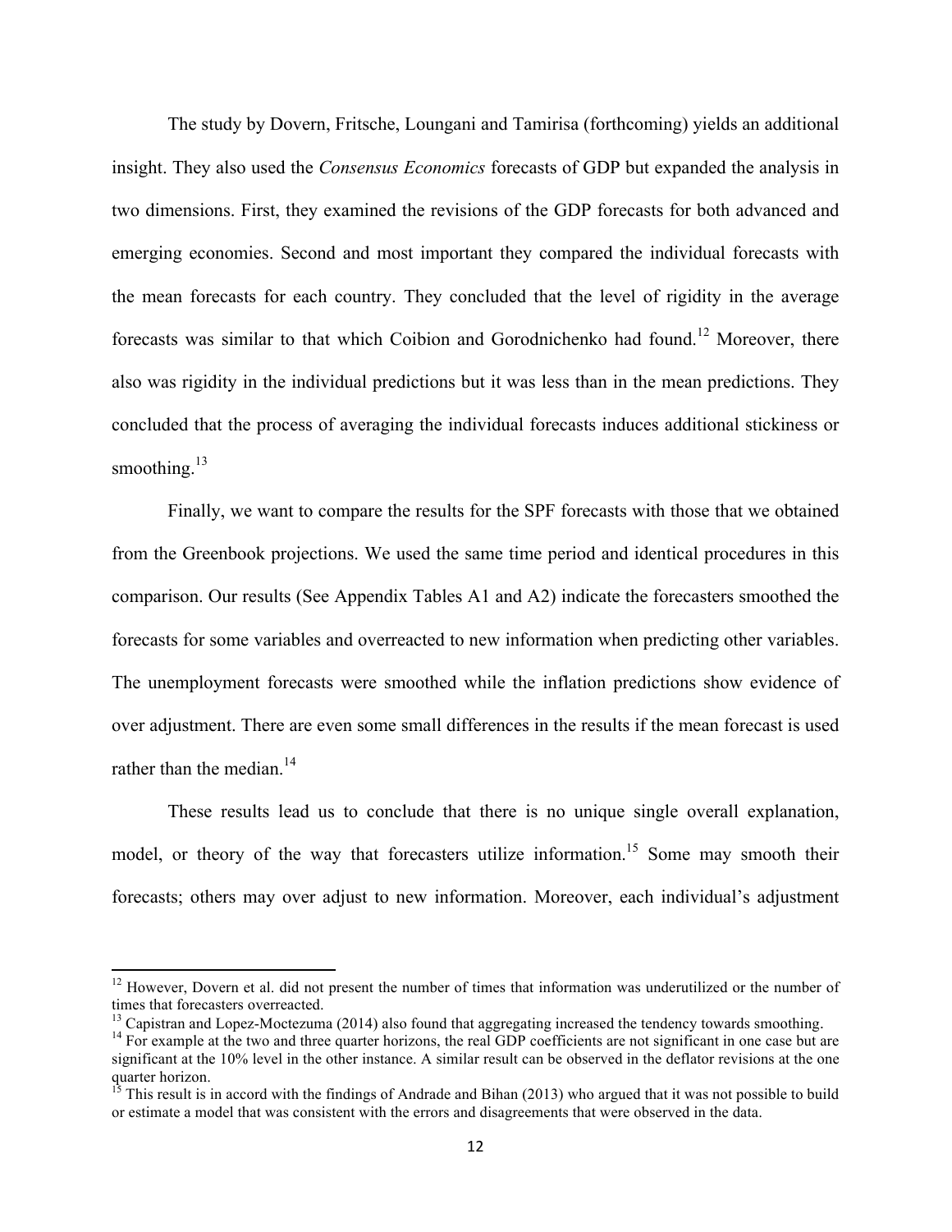The study by Dovern, Fritsche, Loungani and Tamirisa (forthcoming) yields an additional insight. They also used the *Consensus Economics* forecasts of GDP but expanded the analysis in two dimensions. First, they examined the revisions of the GDP forecasts for both advanced and emerging economies. Second and most important they compared the individual forecasts with the mean forecasts for each country. They concluded that the level of rigidity in the average forecasts was similar to that which Coibion and Gorodnichenko had found.[12] Moreover, there also was rigidity in the individual predictions but it was less than in the mean predictions. They concluded that the process of averaging the individual forecasts induces additional stickiness or smoothing.[13]

Finally, we want to compare the results for the SPF forecasts with those that we obtained from the Greenbook projections. We used the same time period and identical procedures in this comparison. Our results (See Appendix Tables A1 and A2) indicate the forecasters smoothed the forecasts for some variables and overreacted to new information when predicting other variables. The unemployment forecasts were smoothed while the inflation predictions show evidence of over adjustment. There are even some small differences in the results if the mean forecast is used rather than the median.[14]

These results lead us to conclude that there is no unique single overall explanation, model, or theory of the way that forecasters utilize information.[15] Some may smooth their forecasts; others may over adjust to new information. Moreover, each individual's adjustment

---

[12] However, Dovern et al. did not present the number of times that information was underutilized or the number of times that forecasters overreacted.

[13] Capistran and Lopez-Moctezuma (2014) also found that aggregating increased the tendency towards smoothing.

[14] For example at the two and three quarter horizons, the real GDP coefficients are not significant in one case but are significant at the 10% level in the other instance. A similar result can be observed in the deflator revisions at the one quarter horizon.

[15] This result is in accord with the findings of Andrade and Bihan (2013) who argued that it was not possible to build or estimate a model that was consistent with the errors and disagreements that were observed in the data.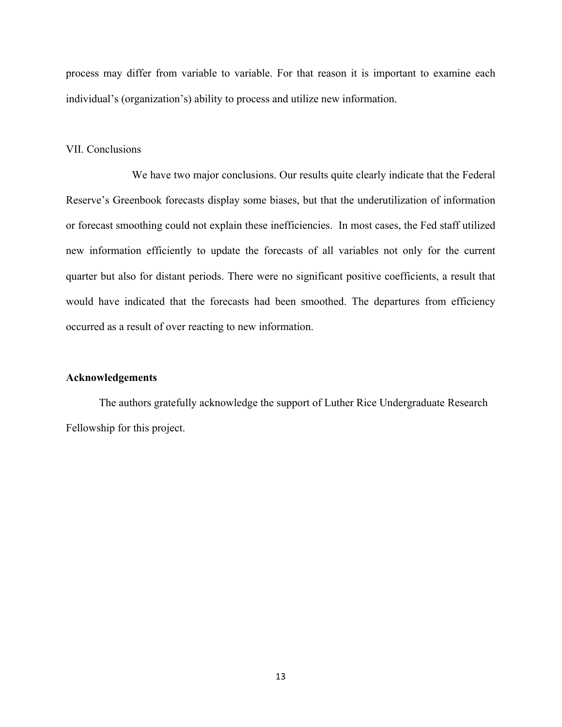process may differ from variable to variable. For that reason it is important to examine each individual's (organization's) ability to process and utilize new information.

## VII. Conclusions

We have two major conclusions. Our results quite clearly indicate that the Federal Reserve's Greenbook forecasts display some biases, but that the underutilization of information or forecast smoothing could not explain these inefficiencies. In most cases, the Fed staff utilized new information efficiently to update the forecasts of all variables not only for the current quarter but also for distant periods. There were no significant positive coefficients, a result that would have indicated that the forecasts had been smoothed. The departures from efficiency occurred as a result of over reacting to new information.

## Acknowledgements

The authors gratefully acknowledge the support of Luther Rice Undergraduate Research Fellowship for this project.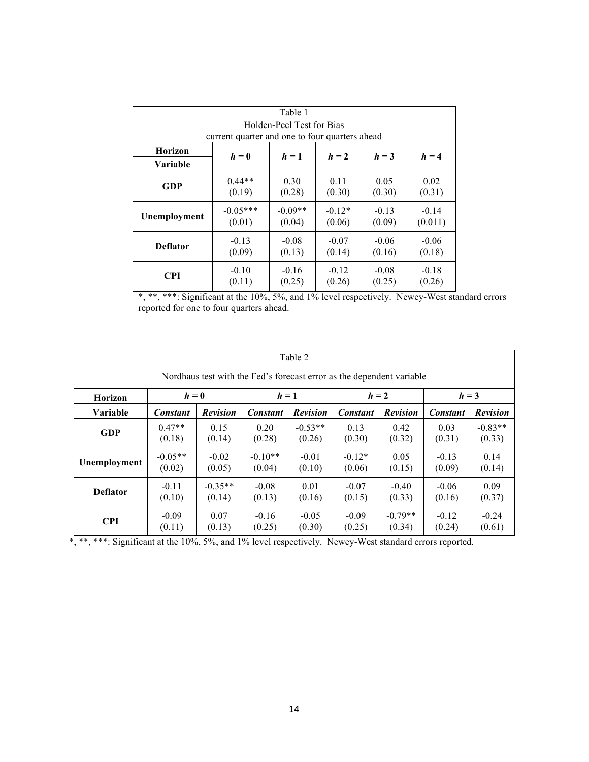Table 1
Holden-Peel Test for Bias
current quarter and one to four quarters ahead

| Horizon / Variable | $h = 0$ | $h = 1$ | $h = 2$ | $h = 3$ | $h = 4$ |
|---|---|---|---|---|---|
| **GDP** | 0.44** (0.19) | 0.30 (0.28) | 0.11 (0.30) | 0.05 (0.30) | 0.02 (0.31) |
| **Unemployment** | -0.05*** (0.01) | -0.09** (0.04) | -0.12* (0.06) | -0.13 (0.09) | -0.14 (0.011) |
| **Deflator** | -0.13 (0.09) | -0.08 (0.13) | -0.07 (0.14) | -0.06 (0.16) | -0.06 (0.18) |
| **CPI** | -0.10 (0.11) | -0.16 (0.25) | -0.12 (0.26) | -0.08 (0.25) | -0.18 (0.26) |

*, **, ***: Significant at the 10%, 5%, and 1% level respectively. Newey-West standard errors reported for one to four quarters ahead.

Table 2

Nordhaus test with the Fed's forecast error as the dependent variable

| Horizon | $h = 0$ | | $h = 1$ | | $h = 2$ | | $h = 3$ | |
|---|---|---|---|---|---|---|---|---|
| **Variable** | ***Constant*** | ***Revision*** | ***Constant*** | ***Revision*** | ***Constant*** | ***Revision*** | ***Constant*** | ***Revision*** |
| **GDP** | 0.47** (0.18) | 0.15 (0.14) | 0.20 (0.28) | -0.53** (0.26) | 0.13 (0.30) | 0.42 (0.32) | 0.03 (0.31) | -0.83** (0.33) |
| **Unemployment** | -0.05** (0.02) | -0.02 (0.05) | -0.10** (0.04) | -0.01 (0.10) | -0.12* (0.06) | 0.05 (0.15) | -0.13 (0.09) | 0.14 (0.14) |
| **Deflator** | -0.11 (0.10) | -0.35** (0.14) | -0.08 (0.13) | 0.01 (0.16) | -0.07 (0.15) | -0.40 (0.33) | -0.06 (0.16) | 0.09 (0.37) |
| **CPI** | -0.09 (0.11) | 0.07 (0.13) | -0.16 (0.25) | -0.05 (0.30) | -0.09 (0.25) | -0.79** (0.34) | -0.12 (0.24) | -0.24 (0.61) |

*, **, ***: Significant at the 10%, 5%, and 1% level respectively. Newey-West standard errors reported.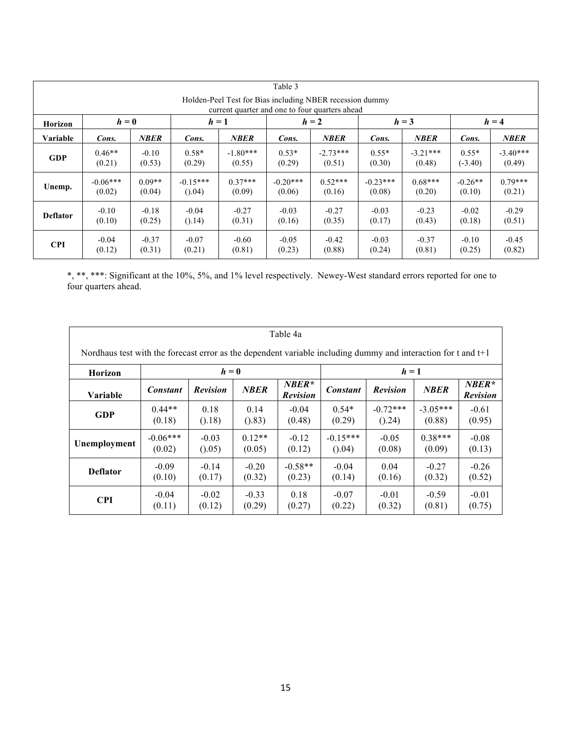Table 3

Holden-Peel Test for Bias including NBER recession dummy current quarter and one to four quarters ahead

| Horizon | $h = 0$ | | $h = 1$ | | $h = 2$ | | $h = 3$ | | $h = 4$ | |
|---|---|---|---|---|---|---|---|---|---|---|
| Variable | *Cons.* | *NBER* | *Cons.* | *NBER* | *Cons.* | *NBER* | *Cons.* | *NBER* | *Cons.* | *NBER* |
| **GDP** | 0.46** (0.21) | -0.10 (0.53) | 0.58* (0.29) | -1.80*** (0.55) | 0.53* (0.29) | -2.73*** (0.51) | 0.55* (0.30) | -3.21*** (0.48) | 0.55* (-3.40) | -3.40*** (0.49) |
| **Unemp.** | -0.06*** (0.02) | 0.09** (0.04) | -0.15*** ().04) | 0.37*** (0.09) | -0.20*** (0.06) | 0.52*** (0.16) | -0.23*** (0.08) | 0.68*** (0.20) | -0.26** (0.10) | 0.79*** (0.21) |
| **Deflator** | -0.10 (0.10) | -0.18 (0.25) | -0.04 ().14) | -0.27 (0.31) | -0.03 (0.16) | -0.27 (0.35) | -0.03 (0.17) | -0.23 (0.43) | -0.02 (0.18) | -0.29 (0.51) |
| **CPI** | -0.04 (0.12) | -0.37 (0.31) | -0.07 (0.21) | -0.60 (0.81) | -0.05 (0.23) | -0.42 (0.88) | -0.03 (0.24) | -0.37 (0.81) | -0.10 (0.25) | -0.45 (0.82) |

*, **, ***: Significant at the 10%, 5%, and 1% level respectively. Newey-West standard errors reported for one to four quarters ahead.

Table 4a

Nordhaus test with the forecast error as the dependent variable including dummy and interaction for t and t+1

| Horizon | $h = 0$ | | | | $h = 1$ | | | |
|---|---|---|---|---|---|---|---|---|
| Variable | *Constant* | *Revision* | *NBER* | *NBER\* Revision* | *Constant* | *Revision* | *NBER* | *NBER\* Revision* |
| **GDP** | 0.44** (0.18) | 0.18 ().18) | 0.14 ().83) | -0.04 (0.48) | 0.54* (0.29) | -0.72*** ().24) | -3.05*** (0.88) | -0.61 (0.95) |
| **Unemployment** | -0.06*** (0.02) | -0.03 ().05) | 0.12** (0.05) | -0.12 (0.12) | -0.15*** ().04) | -0.05 (0.08) | 0.38*** (0.09) | -0.08 (0.13) |
| **Deflator** | -0.09 (0.10) | -0.14 (0.17) | -0.20 (0.32) | -0.58** (0.23) | -0.04 (0.14) | 0.04 (0.16) | -0.27 (0.32) | -0.26 (0.52) |
| **CPI** | -0.04 (0.11) | -0.02 (0.12) | -0.33 (0.29) | 0.18 (0.27) | -0.07 (0.22) | -0.01 (0.32) | -0.59 (0.81) | -0.01 (0.75) |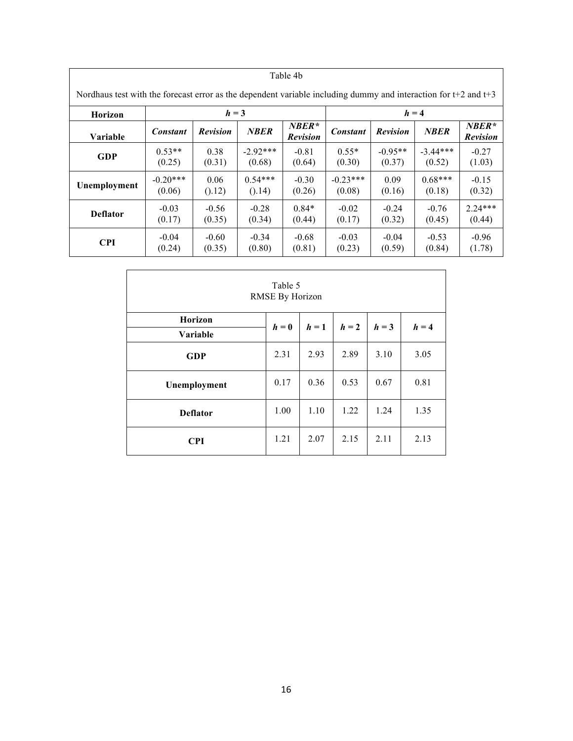Table 4b

Nordhaus test with the forecast error as the dependent variable including dummy and interaction for t+2 and t+3

| Horizon | *h* = 3 | | | | *h* = 4 | | | |
|---|---|---|---|---|---|---|---|---|
| **Variable** | ***Constant*** | ***Revision*** | ***NBER*** | ***NBER\* Revision*** | ***Constant*** | ***Revision*** | ***NBER*** | ***NBER\* Revision*** |
| **GDP** | 0.53** (0.25) | 0.38 (0.31) | -2.92*** (0.68) | -0.81 (0.64) | 0.55* (0.30) | -0.95** (0.37) | -3.44*** (0.52) | -0.27 (1.03) |
| **Unemployment** | -0.20*** (0.06) | 0.06 ().12) | 0.54*** ().14) | -0.30 (0.26) | -0.23*** (0.08) | 0.09 (0.16) | 0.68*** (0.18) | -0.15 (0.32) |
| **Deflator** | -0.03 (0.17) | -0.56 (0.35) | -0.28 (0.34) | 0.84* (0.44) | -0.02 (0.17) | -0.24 (0.32) | -0.76 (0.45) | 2.24*** (0.44) |
| **CPI** | -0.04 (0.24) | -0.60 (0.35) | -0.34 (0.80) | -0.68 (0.81) | -0.03 (0.23) | -0.04 (0.59) | -0.53 (0.84) | -0.96 (1.78) |

Table 5
RMSE By Horizon

| Horizon / Variable | *h* = 0 | *h* = 1 | *h* = 2 | *h* = 3 | *h* = 4 |
|---|---|---|---|---|---|
| **GDP** | 2.31 | 2.93 | 2.89 | 3.10 | 3.05 |
| **Unemployment** | 0.17 | 0.36 | 0.53 | 0.67 | 0.81 |
| **Deflator** | 1.00 | 1.10 | 1.22 | 1.24 | 1.35 |
| **CPI** | 1.21 | 2.07 | 2.15 | 2.11 | 2.13 |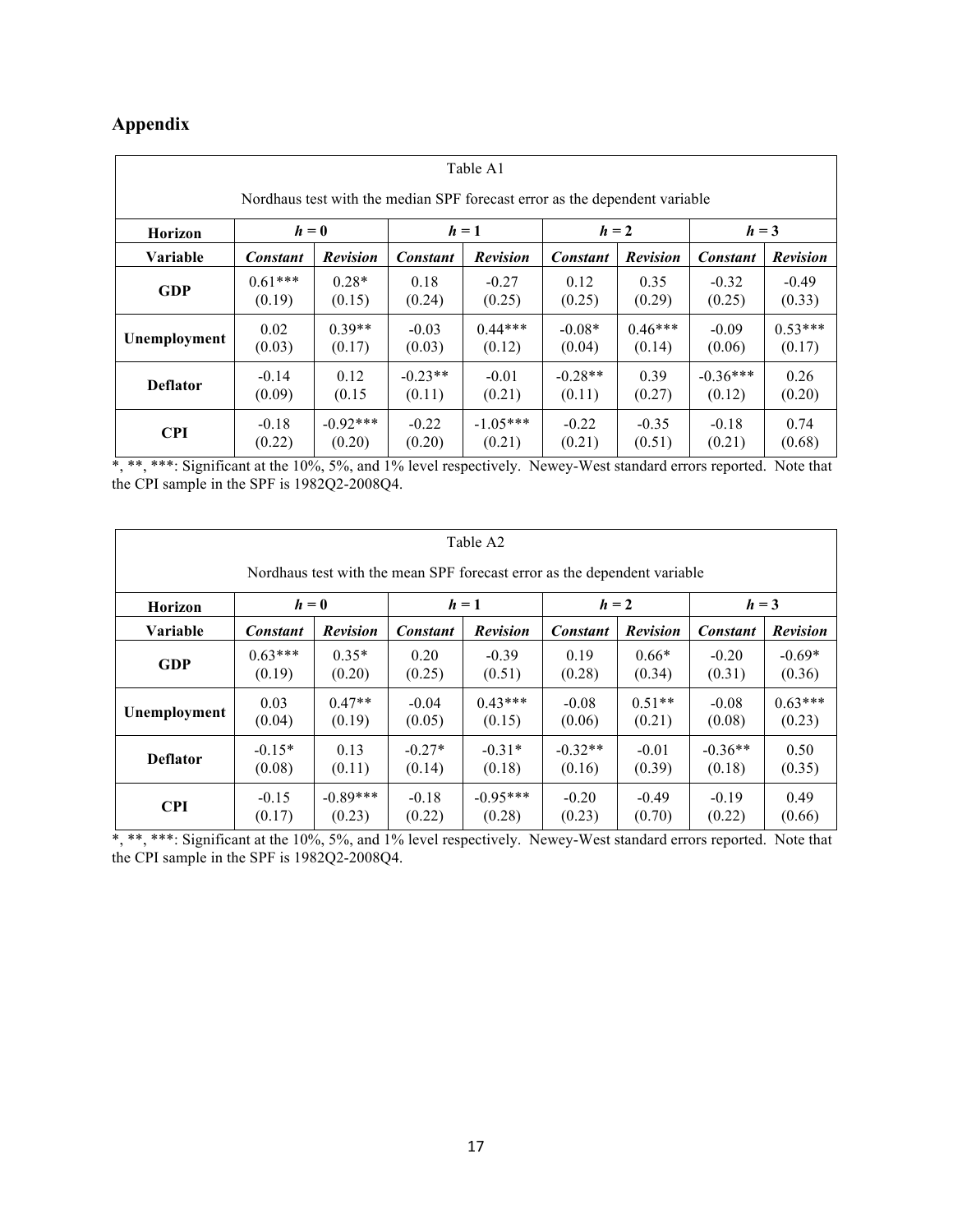## Appendix

Table A1

Nordhaus test with the median SPF forecast error as the dependent variable

| Horizon | *h* = 0 | | *h* = 1 | | *h* = 2 | | *h* = 3 | |
|---|---|---|---|---|---|---|---|---|
| **Variable** | ***Constant*** | ***Revision*** | ***Constant*** | ***Revision*** | ***Constant*** | ***Revision*** | ***Constant*** | ***Revision*** |
| **GDP** | 0.61*** (0.19) | 0.28* (0.15) | 0.18 (0.24) | -0.27 (0.25) | 0.12 (0.25) | 0.35 (0.29) | -0.32 (0.25) | -0.49 (0.33) |
| **Unemployment** | 0.02 (0.03) | 0.39** (0.17) | -0.03 (0.03) | 0.44*** (0.12) | -0.08* (0.04) | 0.46*** (0.14) | -0.09 (0.06) | 0.53*** (0.17) |
| **Deflator** | -0.14 (0.09) | 0.12 (0.15 | -0.23** (0.11) | -0.01 (0.21) | -0.28** (0.11) | 0.39 (0.27) | -0.36*** (0.12) | 0.26 (0.20) |
| **CPI** | -0.18 (0.22) | -0.92*** (0.20) | -0.22 (0.20) | -1.05*** (0.21) | -0.22 (0.21) | -0.35 (0.51) | -0.18 (0.21) | 0.74 (0.68) |

*, **, ***: Significant at the 10%, 5%, and 1% level respectively. Newey-West standard errors reported. Note that the CPI sample in the SPF is 1982Q2-2008Q4.

Table A2

Nordhaus test with the mean SPF forecast error as the dependent variable

| Horizon | *h* = 0 | | *h* = 1 | | *h* = 2 | | *h* = 3 | |
|---|---|---|---|---|---|---|---|---|
| **Variable** | ***Constant*** | ***Revision*** | ***Constant*** | ***Revision*** | ***Constant*** | ***Revision*** | ***Constant*** | ***Revision*** |
| **GDP** | 0.63*** (0.19) | 0.35* (0.20) | 0.20 (0.25) | -0.39 (0.51) | 0.19 (0.28) | 0.66* (0.34) | -0.20 (0.31) | -0.69* (0.36) |
| **Unemployment** | 0.03 (0.04) | 0.47** (0.19) | -0.04 (0.05) | 0.43*** (0.15) | -0.08 (0.06) | 0.51** (0.21) | -0.08 (0.08) | 0.63*** (0.23) |
| **Deflator** | -0.15* (0.08) | 0.13 (0.11) | -0.27* (0.14) | -0.31* (0.18) | -0.32** (0.16) | -0.01 (0.39) | -0.36** (0.18) | 0.50 (0.35) |
| **CPI** | -0.15 (0.17) | -0.89*** (0.23) | -0.18 (0.22) | -0.95*** (0.28) | -0.20 (0.23) | -0.49 (0.70) | -0.19 (0.22) | 0.49 (0.66) |

*, **, ***: Significant at the 10%, 5%, and 1% level respectively. Newey-West standard errors reported. Note that the CPI sample in the SPF is 1982Q2-2008Q4.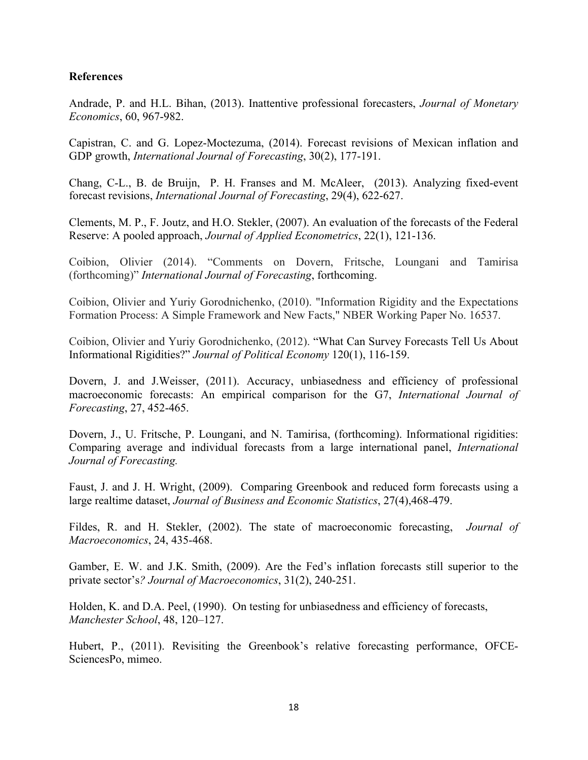**References**

Andrade, P. and H.L. Bihan, (2013). Inattentive professional forecasters, *Journal of Monetary Economics*, 60, 967-982.

Capistran, C. and G. Lopez-Moctezuma, (2014). Forecast revisions of Mexican inflation and GDP growth, *International Journal of Forecasting*, 30(2), 177-191.

Chang, C-L., B. de Bruijn, P. H. Franses and M. McAleer, (2013). Analyzing fixed-event forecast revisions, *International Journal of Forecasting*, 29(4), 622-627.

Clements, M. P., F. Joutz, and H.O. Stekler, (2007). An evaluation of the forecasts of the Federal Reserve: A pooled approach, *Journal of Applied Econometrics*, 22(1), 121-136.

Coibion, Olivier (2014). "Comments on Dovern, Fritsche, Loungani and Tamirisa (forthcoming)" *International Journal of Forecasting*, forthcoming.

Coibion, Olivier and Yuriy Gorodnichenko, (2010). "Information Rigidity and the Expectations Formation Process: A Simple Framework and New Facts," NBER Working Paper No. 16537.

Coibion, Olivier and Yuriy Gorodnichenko, (2012). "What Can Survey Forecasts Tell Us About Informational Rigidities?" *Journal of Political Economy* 120(1), 116-159.

Dovern, J. and J.Weisser, (2011). Accuracy, unbiasedness and efficiency of professional macroeconomic forecasts: An empirical comparison for the G7, *International Journal of Forecasting*, 27, 452-465.

Dovern, J., U. Fritsche, P. Loungani, and N. Tamirisa, (forthcoming). Informational rigidities: Comparing average and individual forecasts from a large international panel, *International Journal of Forecasting.*

Faust, J. and J. H. Wright, (2009). Comparing Greenbook and reduced form forecasts using a large realtime dataset, *Journal of Business and Economic Statistics*, 27(4),468-479.

Fildes, R. and H. Stekler, (2002). The state of macroeconomic forecasting, *Journal of Macroeconomics*, 24, 435-468.

Gamber, E. W. and J.K. Smith, (2009). Are the Fed's inflation forecasts still superior to the private sector's*? Journal of Macroeconomics*, 31(2), 240-251.

Holden, K. and D.A. Peel, (1990). On testing for unbiasedness and efficiency of forecasts, *Manchester School*, 48, 120–127.

Hubert, P., (2011). Revisiting the Greenbook's relative forecasting performance, OFCE-SciencesPo, mimeo.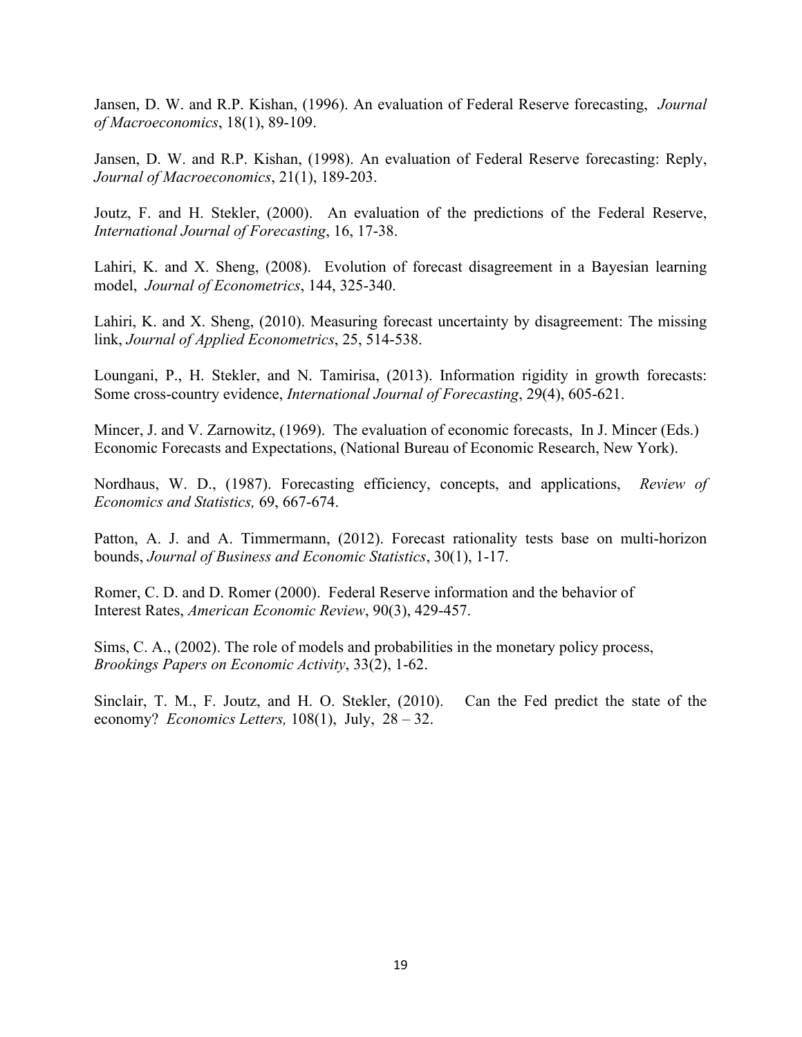Jansen, D. W. and R.P. Kishan, (1996). An evaluation of Federal Reserve forecasting, *Journal of Macroeconomics*, 18(1), 89-109.

Jansen, D. W. and R.P. Kishan, (1998). An evaluation of Federal Reserve forecasting: Reply, *Journal of Macroeconomics*, 21(1), 189-203.

Joutz, F. and H. Stekler, (2000). An evaluation of the predictions of the Federal Reserve, *International Journal of Forecasting*, 16, 17-38.

Lahiri, K. and X. Sheng, (2008). Evolution of forecast disagreement in a Bayesian learning model, *Journal of Econometrics*, 144, 325-340.

Lahiri, K. and X. Sheng, (2010). Measuring forecast uncertainty by disagreement: The missing link, *Journal of Applied Econometrics*, 25, 514-538.

Loungani, P., H. Stekler, and N. Tamirisa, (2013). Information rigidity in growth forecasts: Some cross-country evidence, *International Journal of Forecasting*, 29(4), 605-621.

Mincer, J. and V. Zarnowitz, (1969). The evaluation of economic forecasts, In J. Mincer (Eds.) Economic Forecasts and Expectations, (National Bureau of Economic Research, New York).

Nordhaus, W. D., (1987). Forecasting efficiency, concepts, and applications, *Review of Economics and Statistics,* 69, 667-674.

Patton, A. J. and A. Timmermann, (2012). Forecast rationality tests base on multi-horizon bounds, *Journal of Business and Economic Statistics*, 30(1), 1-17.

Romer, C. D. and D. Romer (2000). Federal Reserve information and the behavior of Interest Rates, *American Economic Review*, 90(3), 429-457.

Sims, C. A., (2002). The role of models and probabilities in the monetary policy process, *Brookings Papers on Economic Activity*, 33(2), 1-62.

Sinclair, T. M., F. Joutz, and H. O. Stekler, (2010). Can the Fed predict the state of the economy? *Economics Letters,* 108(1), July, 28 – 32.